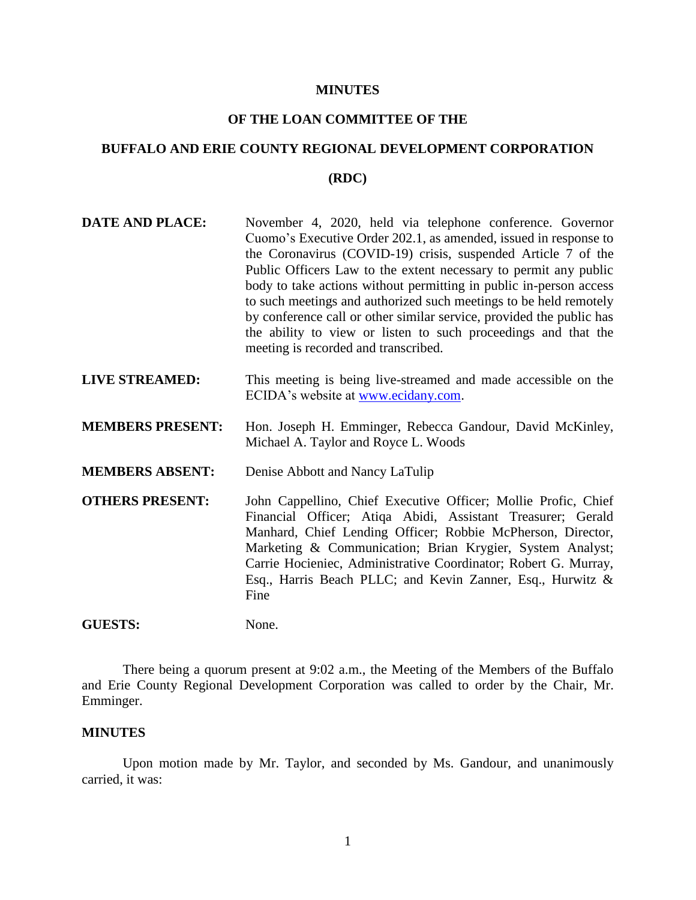# MINUTES

## OF THE LOAN COMMITTEE OF THE

## BUFFALO AND ERIE COUNTY REGIONAL DEVELOPMENT CORPORATION

## (RDC)

**DATE AND PLACE:** November 4, 2020, held via telephone conference. Governor Cuomo's Executive Order 202.1, as amended, issued in response to the Coronavirus (COVID-19) crisis, suspended Article 7 of the Public Officers Law to the extent necessary to permit any public body to take actions without permitting in public in-person access to such meetings and authorized such meetings to be held remotely by conference call or other similar service, provided the public has the ability to view or listen to such proceedings and that the meeting is recorded and transcribed.

**LIVE STREAMED:** This meeting is being live-streamed and made accessible on the ECIDA's website at www.ecidany.com.

**MEMBERS PRESENT:** Hon. Joseph H. Emminger, Rebecca Gandour, David McKinley, Michael A. Taylor and Royce L. Woods

**MEMBERS ABSENT:** Denise Abbott and Nancy LaTulip

**OTHERS PRESENT:** John Cappellino, Chief Executive Officer; Mollie Profic, Chief Financial Officer; Atiqa Abidi, Assistant Treasurer; Gerald Manhard, Chief Lending Officer; Robbie McPherson, Director, Marketing & Communication; Brian Krygier, System Analyst; Carrie Hocieniec, Administrative Coordinator; Robert G. Murray, Esq., Harris Beach PLLC; and Kevin Zanner, Esq., Hurwitz & Fine

**GUESTS:** None.

There being a quorum present at 9:02 a.m., the Meeting of the Members of the Buffalo and Erie County Regional Development Corporation was called to order by the Chair, Mr. Emminger.

### MINUTES

Upon motion made by Mr. Taylor, and seconded by Ms. Gandour, and unanimously carried, it was: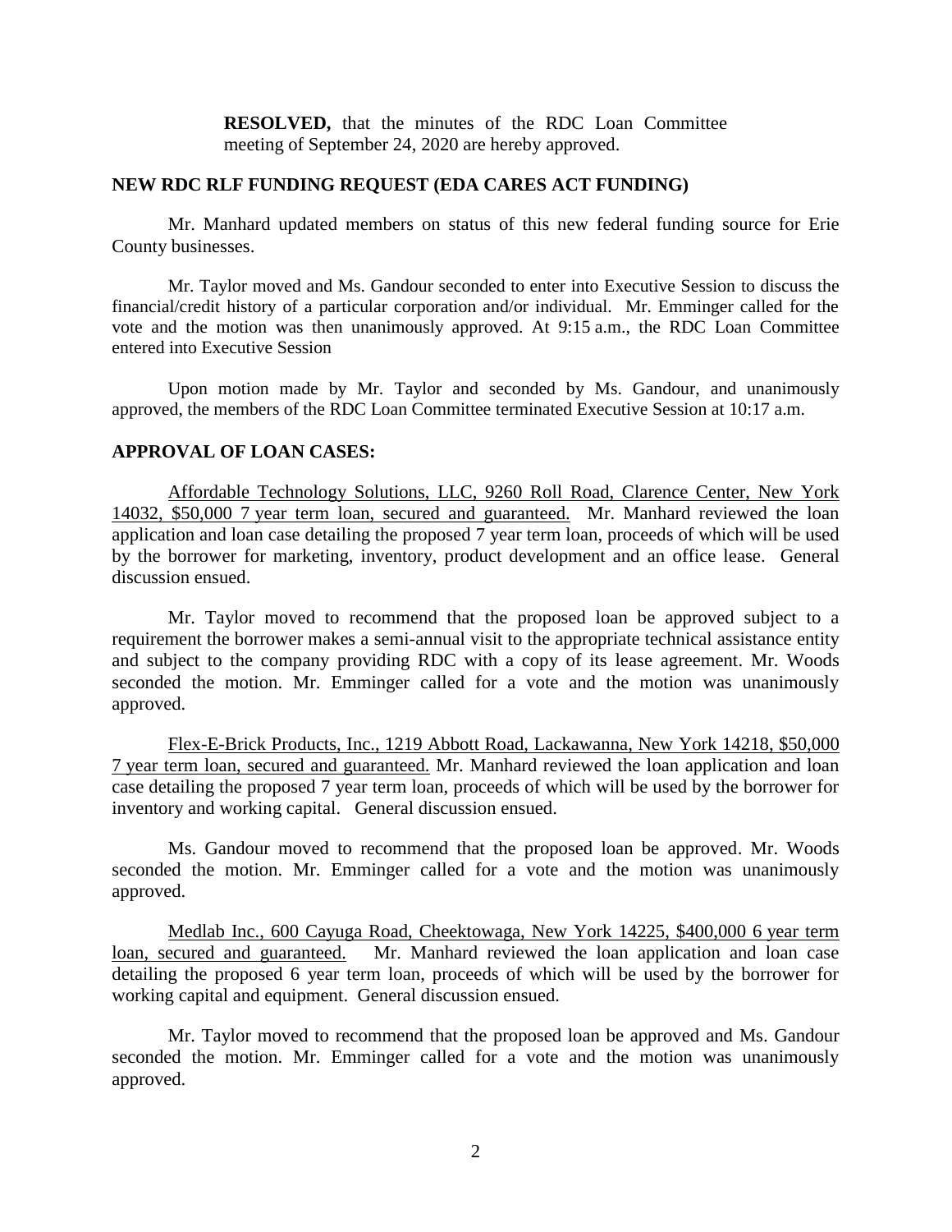**RESOLVED,** that the minutes of the RDC Loan Committee meeting of September 24, 2020 are hereby approved.

## NEW RDC RLF FUNDING REQUEST (EDA CARES ACT FUNDING)

Mr. Manhard updated members on status of this new federal funding source for Erie County businesses.

Mr. Taylor moved and Ms. Gandour seconded to enter into Executive Session to discuss the financial/credit history of a particular corporation and/or individual. Mr. Emminger called for the vote and the motion was then unanimously approved. At 9:15 a.m., the RDC Loan Committee entered into Executive Session

Upon motion made by Mr. Taylor and seconded by Ms. Gandour, and unanimously approved, the members of the RDC Loan Committee terminated Executive Session at 10:17 a.m.

## APPROVAL OF LOAN CASES:

Affordable Technology Solutions, LLC, 9260 Roll Road, Clarence Center, New York 14032, $50,000 7 year term loan, secured and guaranteed. Mr. Manhard reviewed the loan application and loan case detailing the proposed 7 year term loan, proceeds of which will be used by the borrower for marketing, inventory, product development and an office lease. General discussion ensued.

Mr. Taylor moved to recommend that the proposed loan be approved subject to a requirement the borrower makes a semi-annual visit to the appropriate technical assistance entity and subject to the company providing RDC with a copy of its lease agreement. Mr. Woods seconded the motion. Mr. Emminger called for a vote and the motion was unanimously approved.

Flex-E-Brick Products, Inc., 1219 Abbott Road, Lackawanna, New York 14218, $50,000 7 year term loan, secured and guaranteed. Mr. Manhard reviewed the loan application and loan case detailing the proposed 7 year term loan, proceeds of which will be used by the borrower for inventory and working capital. General discussion ensued.

Ms. Gandour moved to recommend that the proposed loan be approved. Mr. Woods seconded the motion. Mr. Emminger called for a vote and the motion was unanimously approved.

Medlab Inc., 600 Cayuga Road, Cheektowaga, New York 14225, $400,000 6 year term loan, secured and guaranteed. Mr. Manhard reviewed the loan application and loan case detailing the proposed 6 year term loan, proceeds of which will be used by the borrower for working capital and equipment. General discussion ensued.

Mr. Taylor moved to recommend that the proposed loan be approved and Ms. Gandour seconded the motion. Mr. Emminger called for a vote and the motion was unanimously approved.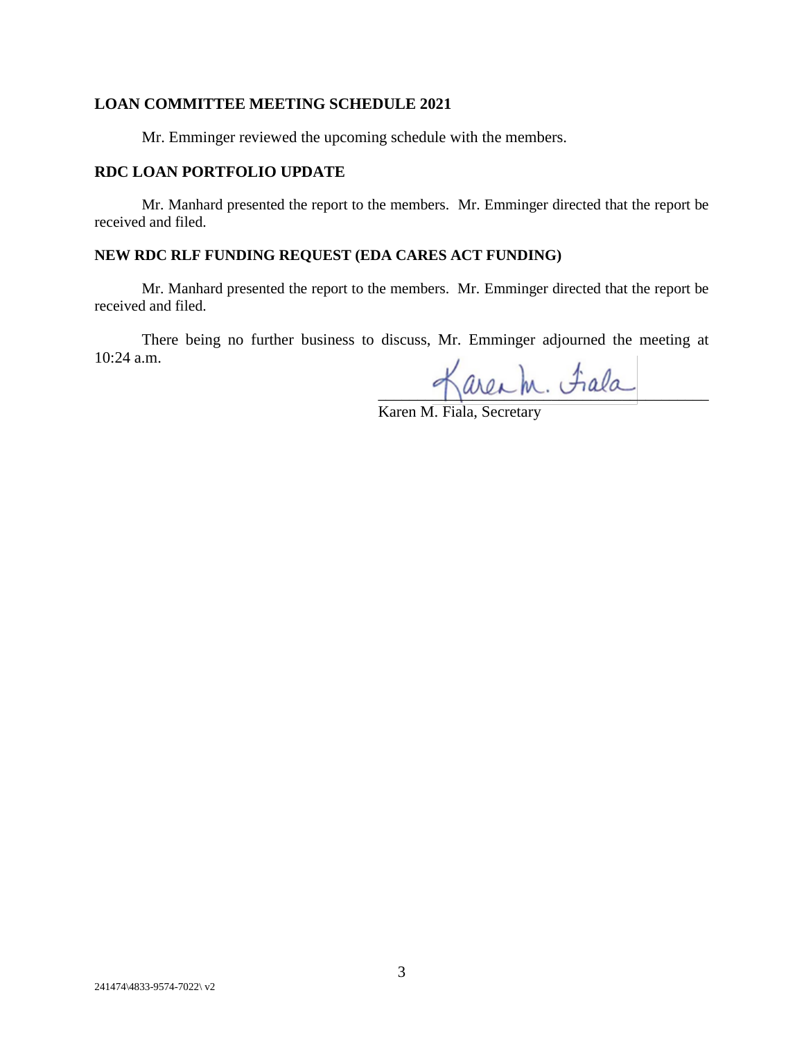**LOAN COMMITTEE MEETING SCHEDULE 2021**

Mr. Emminger reviewed the upcoming schedule with the members.

**RDC LOAN PORTFOLIO UPDATE**

Mr. Manhard presented the report to the members. Mr. Emminger directed that the report be received and filed.

**NEW RDC RLF FUNDING REQUEST (EDA CARES ACT FUNDING)**

Mr. Manhard presented the report to the members. Mr. Emminger directed that the report be received and filed.

There being no further business to discuss, Mr. Emminger adjourned the meeting at 10:24 a.m.

Karen M. Fiala

\_\_\_\_\_\_\_\_\_\_\_\_\_\_\_\_\_\_\_\_\_\_\_\_\_\_\_\_\_\_\_\_\_\_\_\_\_\_\_\_
Karen M. Fiala, Secretary

241474\4833-9574-7022\ v2